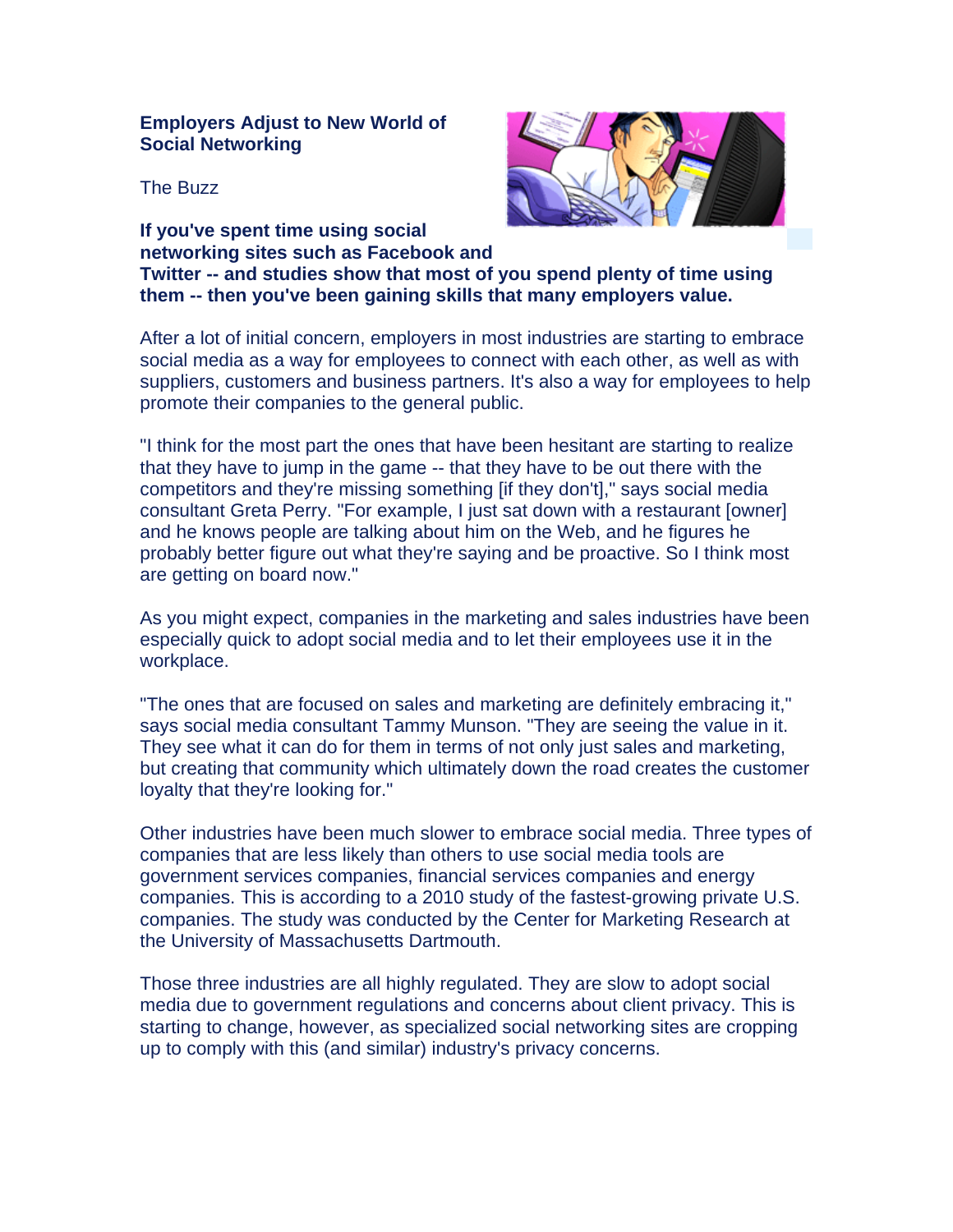# Employers Adjust to New World of Social Networking

The Buzz

**If you've spent time using social networking sites such as Facebook and Twitter -- and studies show that most of you spend plenty of time using them -- then you've been gaining skills that many employers value.**

After a lot of initial concern, employers in most industries are starting to embrace social media as a way for employees to connect with each other, as well as with suppliers, customers and business partners. It's also a way for employees to help promote their companies to the general public.

"I think for the most part the ones that have been hesitant are starting to realize that they have to jump in the game -- that they have to be out there with the competitors and they're missing something [if they don't]," says social media consultant Greta Perry. "For example, I just sat down with a restaurant [owner] and he knows people are talking about him on the Web, and he figures he probably better figure out what they're saying and be proactive. So I think most are getting on board now."

As you might expect, companies in the marketing and sales industries have been especially quick to adopt social media and to let their employees use it in the workplace.

"The ones that are focused on sales and marketing are definitely embracing it," says social media consultant Tammy Munson. "They are seeing the value in it. They see what it can do for them in terms of not only just sales and marketing, but creating that community which ultimately down the road creates the customer loyalty that they're looking for."

Other industries have been much slower to embrace social media. Three types of companies that are less likely than others to use social media tools are government services companies, financial services companies and energy companies. This is according to a 2010 study of the fastest-growing private U.S. companies. The study was conducted by the Center for Marketing Research at the University of Massachusetts Dartmouth.

Those three industries are all highly regulated. They are slow to adopt social media due to government regulations and concerns about client privacy. This is starting to change, however, as specialized social networking sites are cropping up to comply with this (and similar) industry's privacy concerns.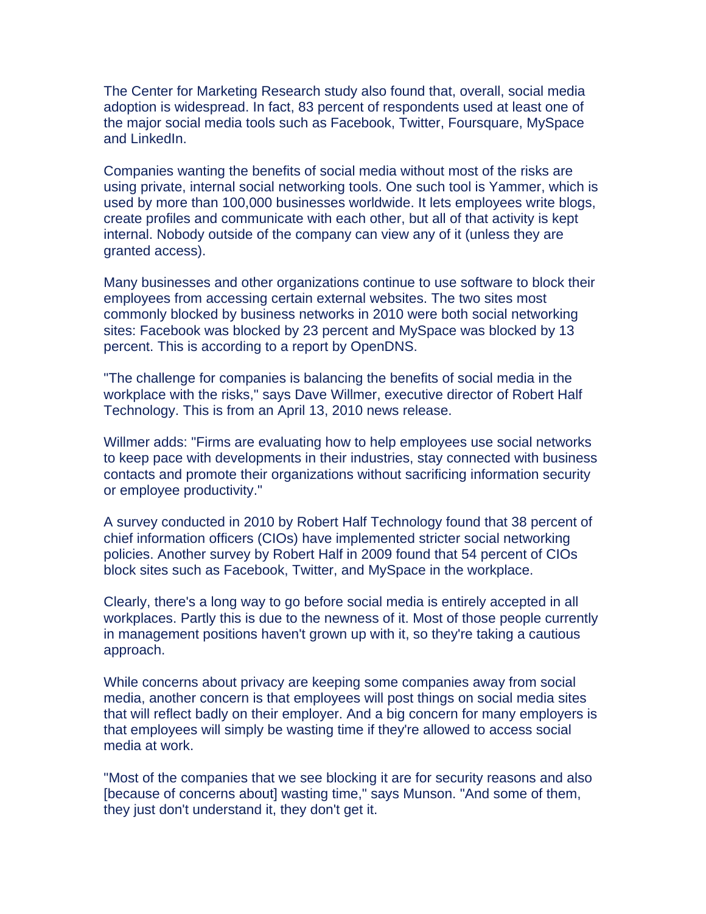The Center for Marketing Research study also found that, overall, social media adoption is widespread. In fact, 83 percent of respondents used at least one of the major social media tools such as Facebook, Twitter, Foursquare, MySpace and LinkedIn.

Companies wanting the benefits of social media without most of the risks are using private, internal social networking tools. One such tool is Yammer, which is used by more than 100,000 businesses worldwide. It lets employees write blogs, create profiles and communicate with each other, but all of that activity is kept internal. Nobody outside of the company can view any of it (unless they are granted access).

Many businesses and other organizations continue to use software to block their employees from accessing certain external websites. The two sites most commonly blocked by business networks in 2010 were both social networking sites: Facebook was blocked by 23 percent and MySpace was blocked by 13 percent. This is according to a report by OpenDNS.

"The challenge for companies is balancing the benefits of social media in the workplace with the risks," says Dave Willmer, executive director of Robert Half Technology. This is from an April 13, 2010 news release.

Willmer adds: "Firms are evaluating how to help employees use social networks to keep pace with developments in their industries, stay connected with business contacts and promote their organizations without sacrificing information security or employee productivity."

A survey conducted in 2010 by Robert Half Technology found that 38 percent of chief information officers (CIOs) have implemented stricter social networking policies. Another survey by Robert Half in 2009 found that 54 percent of CIOs block sites such as Facebook, Twitter, and MySpace in the workplace.

Clearly, there's a long way to go before social media is entirely accepted in all workplaces. Partly this is due to the newness of it. Most of those people currently in management positions haven't grown up with it, so they're taking a cautious approach.

While concerns about privacy are keeping some companies away from social media, another concern is that employees will post things on social media sites that will reflect badly on their employer. And a big concern for many employers is that employees will simply be wasting time if they're allowed to access social media at work.

"Most of the companies that we see blocking it are for security reasons and also [because of concerns about] wasting time," says Munson. "And some of them, they just don't understand it, they don't get it.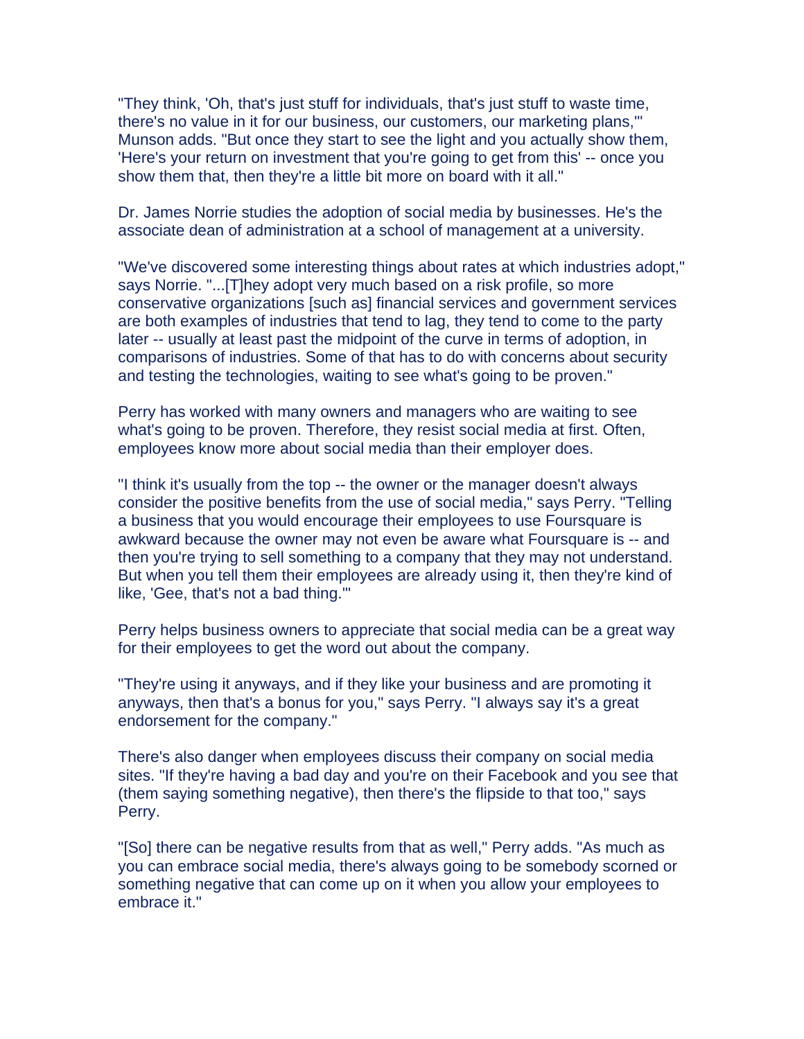"They think, 'Oh, that's just stuff for individuals, that's just stuff to waste time, there's no value in it for our business, our customers, our marketing plans,'" Munson adds. "But once they start to see the light and you actually show them, 'Here's your return on investment that you're going to get from this' -- once you show them that, then they're a little bit more on board with it all."

Dr. James Norrie studies the adoption of social media by businesses. He's the associate dean of administration at a school of management at a university.

"We've discovered some interesting things about rates at which industries adopt," says Norrie. "...[T]hey adopt very much based on a risk profile, so more conservative organizations [such as] financial services and government services are both examples of industries that tend to lag, they tend to come to the party later -- usually at least past the midpoint of the curve in terms of adoption, in comparisons of industries. Some of that has to do with concerns about security and testing the technologies, waiting to see what's going to be proven."

Perry has worked with many owners and managers who are waiting to see what's going to be proven. Therefore, they resist social media at first. Often, employees know more about social media than their employer does.

"I think it's usually from the top -- the owner or the manager doesn't always consider the positive benefits from the use of social media," says Perry. "Telling a business that you would encourage their employees to use Foursquare is awkward because the owner may not even be aware what Foursquare is -- and then you're trying to sell something to a company that they may not understand. But when you tell them their employees are already using it, then they're kind of like, 'Gee, that's not a bad thing.'"

Perry helps business owners to appreciate that social media can be a great way for their employees to get the word out about the company.

"They're using it anyways, and if they like your business and are promoting it anyways, then that's a bonus for you," says Perry. "I always say it's a great endorsement for the company."

There's also danger when employees discuss their company on social media sites. "If they're having a bad day and you're on their Facebook and you see that (them saying something negative), then there's the flipside to that too," says Perry.

"[So] there can be negative results from that as well," Perry adds. "As much as you can embrace social media, there's always going to be somebody scorned or something negative that can come up on it when you allow your employees to embrace it."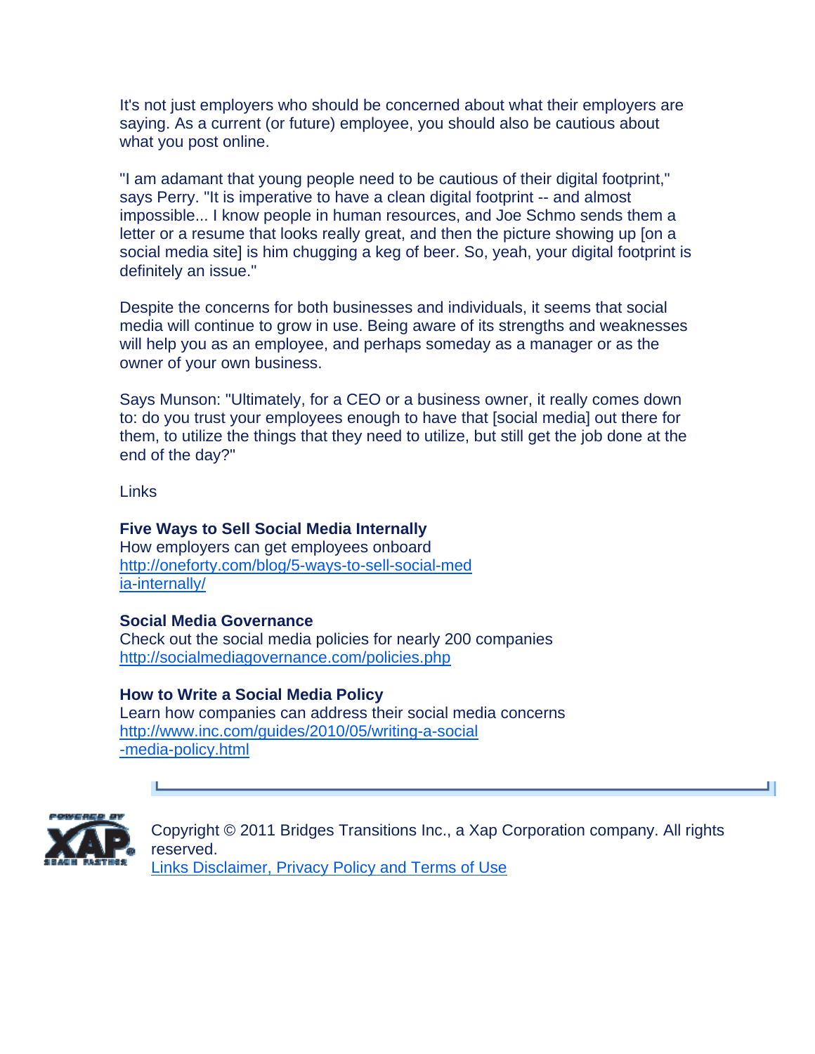It's not just employers who should be concerned about what their employers are saying. As a current (or future) employee, you should also be cautious about what you post online.

"I am adamant that young people need to be cautious of their digital footprint," says Perry. "It is imperative to have a clean digital footprint -- and almost impossible... I know people in human resources, and Joe Schmo sends them a letter or a resume that looks really great, and then the picture showing up [on a social media site] is him chugging a keg of beer. So, yeah, your digital footprint is definitely an issue."

Despite the concerns for both businesses and individuals, it seems that social media will continue to grow in use. Being aware of its strengths and weaknesses will help you as an employee, and perhaps someday as a manager or as the owner of your own business.

Says Munson: "Ultimately, for a CEO or a business owner, it really comes down to: do you trust your employees enough to have that [social media] out there for them, to utilize the things that they need to utilize, but still get the job done at the end of the day?"

Links

**Five Ways to Sell Social Media Internally**
How employers can get employees onboard
http://oneforty.com/blog/5-ways-to-sell-social-media-internally/

**Social Media Governance**
Check out the social media policies for nearly 200 companies
http://socialmediagovernance.com/policies.php

**How to Write a Social Media Policy**
Learn how companies can address their social media concerns
http://www.inc.com/guides/2010/05/writing-a-social-media-policy.html

Copyright © 2011 Bridges Transitions Inc., a Xap Corporation company. All rights reserved.
Links Disclaimer, Privacy Policy and Terms of Use